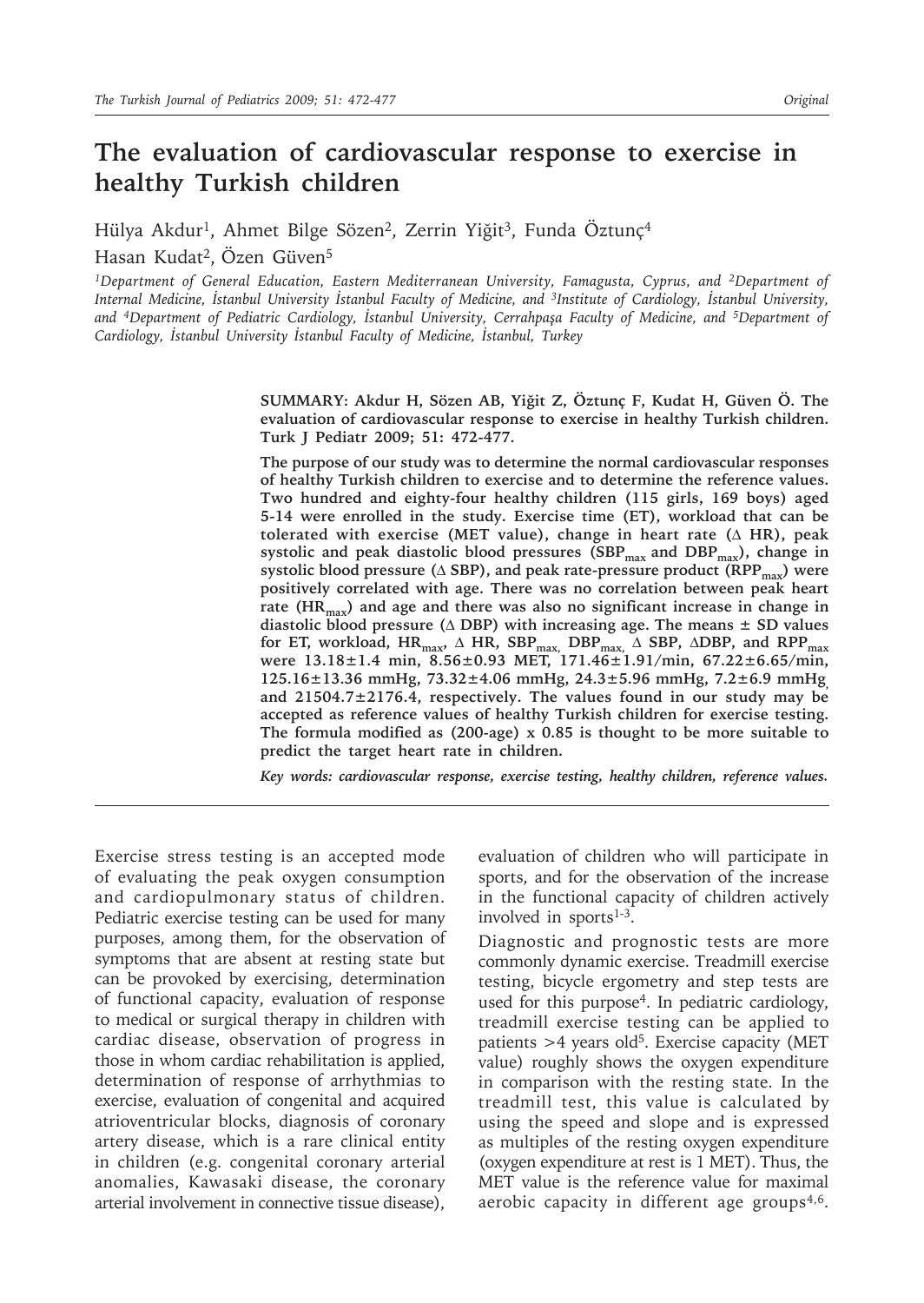# The evaluation of cardiovascular response to exercise in healthy Turkish children

Hülya Akdur[1], Ahmet Bilge Sözen[2], Zerrin Yiğit[3], Funda Öztunç[4]

Hasan Kudat[2], Özen Güven[5]

*[1]Department of General Education, Eastern Mediterranean University, Famagusta, Cyprus, and [2]Department of Internal Medicine, İstanbul University İstanbul Faculty of Medicine, and [3]Institute of Cardiology, İstanbul University, and [4]Department of Pediatric Cardiology, İstanbul University, Cerrahpaşa Faculty of Medicine, and [5]Department of Cardiology, İstanbul University İstanbul Faculty of Medicine, İstanbul, Turkey*

**SUMMARY: Akdur H, Sözen AB, Yiğit Z, Öztunç F, Kudat H, Güven Ö. The evaluation of cardiovascular response to exercise in healthy Turkish children. Turk J Pediatr 2009; 51: 472-477.**

**The purpose of our study was to determine the normal cardiovascular responses of healthy Turkish children to exercise and to determine the reference values. Two hundred and eighty-four healthy children (115 girls, 169 boys) aged 5-14 were enrolled in the study. Exercise time (ET), workload that can be tolerated with exercise (MET value), change in heart rate (Δ HR), peak systolic and peak diastolic blood pressures ($SBP_{max}$ and $DBP_{max}$), change in systolic blood pressure (Δ SBP), and peak rate-pressure product ($RPP_{max}$) were positively correlated with age. There was no correlation between peak heart rate ($HR_{max}$) and age and there was also no significant increase in change in diastolic blood pressure (Δ DBP) with increasing age. The means ± SD values for ET, workload, $HR_{max}$, Δ HR, $SBP_{max}$, $DBP_{max}$, Δ SBP, ΔDBP, and $RPP_{max}$ were 13.18±1.4 min, 8.56±0.93 MET, 171.46±1.91/min, 67.22±6.65/min, 125.16±13.36 mmHg, 73.32±4.06 mmHg, 24.3±5.96 mmHg, 7.2±6.9 mmHg, and 21504.7±2176.4, respectively. The values found in our study may be accepted as reference values of healthy Turkish children for exercise testing. The formula modified as (200-age) x 0.85 is thought to be more suitable to predict the target heart rate in children.**

*Key words: cardiovascular response, exercise testing, healthy children, reference values.*

Exercise stress testing is an accepted mode of evaluating the peak oxygen consumption and cardiopulmonary status of children. Pediatric exercise testing can be used for many purposes, among them, for the observation of symptoms that are absent at resting state but can be provoked by exercising, determination of functional capacity, evaluation of response to medical or surgical therapy in children with cardiac disease, observation of progress in those in whom cardiac rehabilitation is applied, determination of response of arrhythmias to exercise, evaluation of congenital and acquired atrioventricular blocks, diagnosis of coronary artery disease, which is a rare clinical entity in children (e.g. congenital coronary arterial anomalies, Kawasaki disease, the coronary arterial involvement in connective tissue disease), evaluation of children who will participate in sports, and for the observation of the increase in the functional capacity of children actively involved in sports[1-3].

Diagnostic and prognostic tests are more commonly dynamic exercise. Treadmill exercise testing, bicycle ergometry and step tests are used for this purpose[4]. In pediatric cardiology, treadmill exercise testing can be applied to patients >4 years old[5]. Exercise capacity (MET value) roughly shows the oxygen expenditure in comparison with the resting state. In the treadmill test, this value is calculated by using the speed and slope and is expressed as multiples of the resting oxygen expenditure (oxygen expenditure at rest is 1 MET). Thus, the MET value is the reference value for maximal aerobic capacity in different age groups[4,6].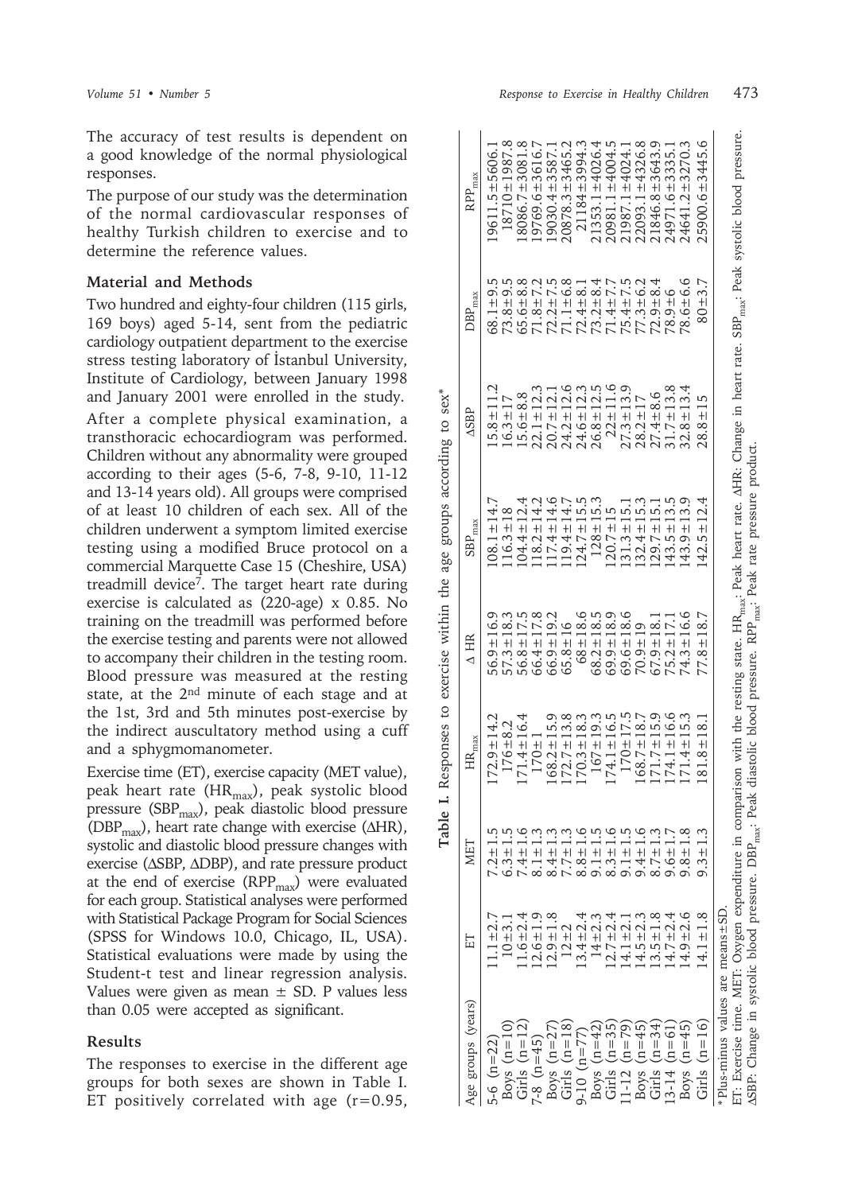The accuracy of test results is dependent on a good knowledge of the normal physiological responses.

The purpose of our study was the determination of the normal cardiovascular responses of healthy Turkish children to exercise and to determine the reference values.

## Material and Methods

Two hundred and eighty-four children (115 girls, 169 boys) aged 5-14, sent from the pediatric cardiology outpatient department to the exercise stress testing laboratory of İstanbul University, Institute of Cardiology, between January 1998 and January 2001 were enrolled in the study.

After a complete physical examination, a transthoracic echocardiogram was performed. Children without any abnormality were grouped according to their ages (5-6, 7-8, 9-10, 11-12 and 13-14 years old). All groups were comprised of at least 10 children of each sex. All of the children underwent a symptom limited exercise testing using a modified Bruce protocol on a commercial Marquette Case 15 (Cheshire, USA) treadmill device[7]. The target heart rate during exercise is calculated as (220-age) x 0.85. No training on the treadmill was performed before the exercise testing and parents were not allowed to accompany their children in the testing room. Blood pressure was measured at the resting state, at the 2nd minute of each stage and at the 1st, 3rd and 5th minutes post-exercise by the indirect auscultatory method using a cuff and a sphygmomanometer.

Exercise time (ET), exercise capacity (MET value), peak heart rate ($HR_{max}$), peak systolic blood pressure ($SBP_{max}$), peak diastolic blood pressure ($DBP_{max}$), heart rate change with exercise ($\Delta$HR), systolic and diastolic blood pressure changes with exercise ($\Delta$SBP, $\Delta$DBP), and rate pressure product at the end of exercise ($RPP_{max}$) were evaluated for each group. Statistical analyses were performed with Statistical Package Program for Social Sciences (SPSS for Windows 10.0, Chicago, IL, USA). Statistical evaluations were made by using the Student-t test and linear regression analysis. Values were given as mean ± SD. P values less than 0.05 were accepted as significant.

## Results

The responses to exercise in the different age groups for both sexes are shown in Table I. ET positively correlated with age (r=0.95,

**Table I.** Responses to exercise within the age groups according to sex*

| Age groups (years) | ET | MET | $HR_{max}$ | $\Delta$ HR | $SBP_{max}$ | $\Delta$SBP | $DBP_{max}$ | $RPP_{max}$ |
|---|---|---|---|---|---|---|---|---|
| 5-6 (n=22) | 11.1±2.7 | 7.2±1.5 | 172.9±14.2 | 56.9±16.9 | 108.1±14.7 | 15.8±11.2 | 68.1±9.5 | 19611.5±5606.1 |
| Boys (n=10) | 10±3.1 | 6.3±1.5 | 176±8.2 | 57.3±18.3 | 116.3±18 | 16.3±17 | 73.8±9.5 | 18710±1987.8 |
| Girls (n=12) | 11.6±2.4 | 7.4±1.6 | 171.4±16.4 | 56.8±17.5 | 104.4±12.4 | 15.6±8.8 | 65.6±8.8 | 18086.7±3081.8 |
| 7-8 (n=45) | 12.6±1.9 | 8.1±1.3 | 170±1 | 66.4±17.8 | 118.2±14.2 | 22.1±12.3 | 71.8±7.2 | 19769.6±3616.7 |
| Boys (n=27) | 12.9±1.8 | 8.4±1.3 | 168.2±15.9 | 66.9±19.2 | 117.4±14.6 | 20.7±12.1 | 72.2±7.5 | 19030.4±3587.1 |
| Girls (n=18) | 12±2 | 7.7±1.3 | 172.7±13.8 | 65.8±16 | 119.4±14.7 | 24.2±12.6 | 71.1±6.8 | 20878.3±3465.2 |
| 9-10 (n=77) | 13.4±2.4 | 8.8±1.6 | 170.3±18.3 | 68±18.6 | 124.7±15.5 | 24.6±12.3 | 72.4±8.1 | 21184±3994.3 |
| Boys (n=42) | 14±2.3 | 9.1±1.5 | 167±19.3 | 68.2±18.5 | 128±15.3 | 26.8±12.5 | 73.2±8.4 | 21353.1±4026.4 |
| Girls (n=35) | 12.7±2.4 | 8.3±1.6 | 174.1±16.5 | 69.9±18.9 | 120.7±15 | 22±11.6 | 71.4±7.7 | 20981.1±4004.5 |
| 11-12 (n=79) | 14.1±2.1 | 9.1±1.5 | 170±17.5 | 69.6±18.6 | 131.3±15.1 | 27.3±13.9 | 75.4±7.5 | 21987.1±4024.1 |
| Boys (n=45) | 14.5±2.3 | 9.4±1.6 | 168.7±18.7 | 70.9±19 | 132.4±15.3 | 28.2±17 | 77.3±6.2 | 22093.1±4326.8 |
| Girls (n=34) | 13.5±1.8 | 8.7±1.3 | 171.7±15.9 | 67.9±18.1 | 129.7±15.1 | 27.4±8.6 | 72.9±8.4 | 21846.8±3643.9 |
| 13-14 (n=61) | 14.7±2.4 | 9.6±1.7 | 174.1±16.6 | 75.2±17.1 | 143.5±13.5 | 31.7±13.8 | 78.9±6 | 24971.6±3335.1 |
| Boys (n=45) | 14.9±2.6 | 9.8±1.8 | 171.4±15.3 | 74.3±16.6 | 143.9±13.9 | 32.8±13.4 | 78.6±6.6 | 24641.2±3270.3 |
| Girls (n=16) | 14.1±1.8 | 9.3±1.3 | 181.8±18.1 | 77.8±18.7 | 142.5±12.4 | 28.8±15 | 80±3.7 | 25900.6±3445.6 |

*Plus-minus values are means±SD.

ET: Exercise time. MET: Oxygen expenditure in comparison with the resting state. $HR_{max}$: Peak heart rate. $\Delta$HR: Change in heart rate. $SBP_{max}$: Peak systolic blood pressure. $\Delta$SBP: Change in systolic blood pressure. $DBP_{max}$: Peak diastolic blood pressure. $RPP_{max}$: Peak rate pressure product.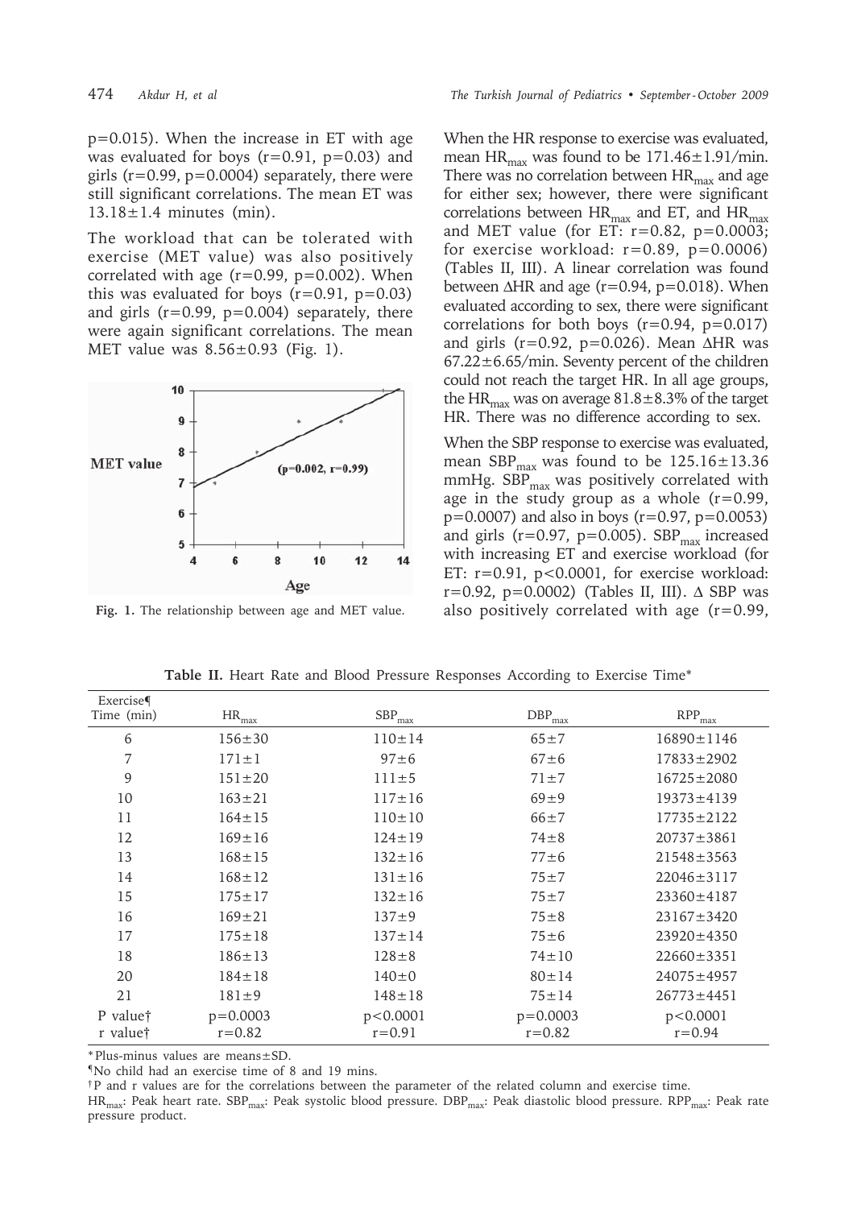p=0.015). When the increase in ET with age was evaluated for boys (r=0.91, p=0.03) and girls (r=0.99, p=0.0004) separately, there were still significant correlations. The mean ET was 13.18±1.4 minutes (min).

The workload that can be tolerated with exercise (MET value) was also positively correlated with age (r=0.99, p=0.002). When this was evaluated for boys (r=0.91, p=0.03) and girls (r=0.99, p=0.004) separately, there were again significant correlations. The mean MET value was 8.56±0.93 (Fig. 1).

**Fig. 1.** The relationship between age and MET value.

When the HR response to exercise was evaluated, mean $HR_{max}$ was found to be 171.46±1.91/min. There was no correlation between $HR_{max}$ and age for either sex; however, there were significant correlations between $HR_{max}$ and ET, and $HR_{max}$ and MET value (for ET: r=0.82, p=0.0003; for exercise workload: r=0.89, p=0.0006) (Tables II, III). A linear correlation was found between ΔHR and age (r=0.94, p=0.018). When evaluated according to sex, there were significant correlations for both boys (r=0.94, p=0.017) and girls (r=0.92, p=0.026). Mean ΔHR was 67.22±6.65/min. Seventy percent of the children could not reach the target HR. In all age groups, the $HR_{max}$ was on average 81.8±8.3% of the target HR. There was no difference according to sex.

When the SBP response to exercise was evaluated, mean $SBP_{max}$ was found to be 125.16±13.36 mmHg. $SBP_{max}$ was positively correlated with age in the study group as a whole (r=0.99, p=0.0007) and also in boys (r=0.97, p=0.0053) and girls (r=0.97, p=0.005). $SBP_{max}$ increased with increasing ET and exercise workload (for ET: r=0.91, p<0.0001, for exercise workload: r=0.92, p=0.0002) (Tables II, III). Δ SBP was also positively correlated with age (r=0.99,

**Table II.** Heart Rate and Blood Pressure Responses According to Exercise Time*

| Exercise¶ Time (min) | $HR_{max}$ | $SBP_{max}$ | $DBP_{max}$ | $RPP_{max}$ |
|---|---|---|---|---|
| 6 | 156±30 | 110±14 | 65±7 | 16890±1146 |
| 7 | 171±1 | 97±6 | 67±6 | 17833±2902 |
| 9 | 151±20 | 111±5 | 71±7 | 16725±2080 |
| 10 | 163±21 | 117±16 | 69±9 | 19373±4139 |
| 11 | 164±15 | 110±10 | 66±7 | 17735±2122 |
| 12 | 169±16 | 124±19 | 74±8 | 20737±3861 |
| 13 | 168±15 | 132±16 | 77±6 | 21548±3563 |
| 14 | 168±12 | 131±16 | 75±7 | 22046±3117 |
| 15 | 175±17 | 132±16 | 75±7 | 23360±4187 |
| 16 | 169±21 | 137±9 | 75±8 | 23167±3420 |
| 17 | 175±18 | 137±14 | 75±6 | 23920±4350 |
| 18 | 186±13 | 128±8 | 74±10 | 22660±3351 |
| 20 | 184±18 | 140±0 | 80±14 | 24075±4957 |
| 21 | 181±9 | 148±18 | 75±14 | 26773±4451 |
| P value† | p=0.0003 | p<0.0001 | p=0.0003 | p<0.0001 |
| r value† | r=0.82 | r=0.91 | r=0.82 | r=0.94 |

*Plus-minus values are means±SD.

¶No child had an exercise time of 8 and 19 mins.

†P and r values are for the correlations between the parameter of the related column and exercise time.

$HR_{max}$: Peak heart rate. $SBP_{max}$: Peak systolic blood pressure. $DBP_{max}$: Peak diastolic blood pressure. $RPP_{max}$: Peak rate pressure product.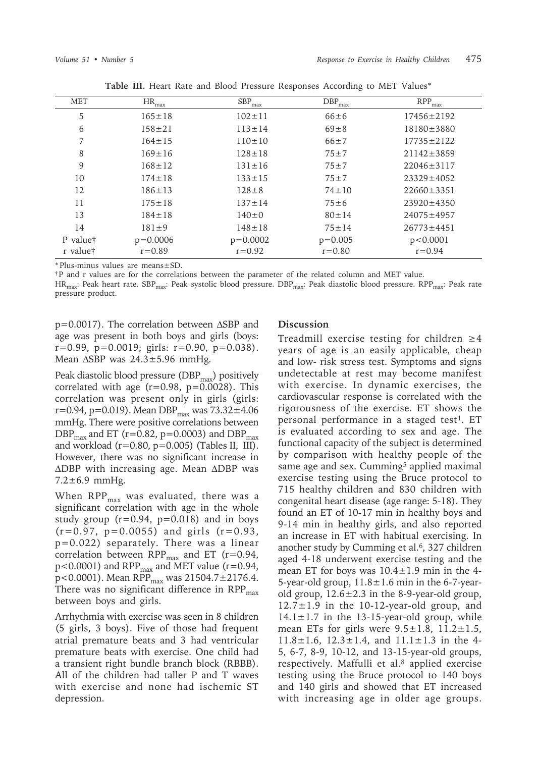**Table III.** Heart Rate and Blood Pressure Responses According to MET Values*

| MET | $HR_{max}$ | $SBP_{max}$ | $DBP_{max}$ | $RPP_{max}$ |
|---|---|---|---|---|
| 5 | 165±18 | 102±11 | 66±6 | 17456±2192 |
| 6 | 158±21 | 113±14 | 69±8 | 18180±3880 |
| 7 | 164±15 | 110±10 | 66±7 | 17735±2122 |
| 8 | 169±16 | 128±18 | 75±7 | 21142±3859 |
| 9 | 168±12 | 131±16 | 75±7 | 22046±3117 |
| 10 | 174±18 | 133±15 | 75±7 | 23329±4052 |
| 12 | 186±13 | 128±8 | 74±10 | 22660±3351 |
| 11 | 175±18 | 137±14 | 75±6 | 23920±4350 |
| 13 | 184±18 | 140±0 | 80±14 | 24075±4957 |
| 14 | 181±9 | 148±18 | 75±14 | 26773±4451 |
| P value† | p=0.0006 | p=0.0002 | p=0.005 | p<0.0001 |
| r value† | r=0.89 | r=0.92 | r=0.80 | r=0.94 |

*Plus-minus values are means±SD.

†P and r values are for the correlations between the parameter of the related column and MET value.

$HR_{max}$: Peak heart rate. $SBP_{max}$: Peak systolic blood pressure. $DBP_{max}$: Peak diastolic blood pressure. $RPP_{max}$: Peak rate pressure product.

p=0.0017). The correlation between ΔSBP and age was present in both boys and girls (boys: r=0.99, p=0.0019; girls: r=0.90, p=0.038). Mean ΔSBP was 24.3±5.96 mmHg.

Peak diastolic blood pressure ($DBP_{max}$) positively correlated with age (r=0.98, p=0.0028). This correlation was present only in girls (girls: r=0.94, p=0.019). Mean $DBP_{max}$ was 73.32±4.06 mmHg. There were positive correlations between $DBP_{max}$ and ET (r=0.82, p=0.0003) and $DBP_{max}$ and workload (r=0.80, p=0.005) (Tables II, III). However, there was no significant increase in ΔDBP with increasing age. Mean ΔDBP was 7.2±6.9 mmHg.

When $RPP_{max}$ was evaluated, there was a significant correlation with age in the whole study group (r=0.94, p=0.018) and in boys (r=0.97, p=0.0055) and girls (r=0.93, p=0.022) separately. There was a linear correlation between $RPP_{max}$ and ET (r=0.94, p<0.0001) and $RPP_{max}$ and MET value (r=0.94, p<0.0001). Mean $RPP_{max}$ was 21504.7±2176.4. There was no significant difference in $RPP_{max}$ between boys and girls.

Arrhythmia with exercise was seen in 8 children (5 girls, 3 boys). Five of those had frequent atrial premature beats and 3 had ventricular premature beats with exercise. One child had a transient right bundle branch block (RBBB). All of the children had taller P and T waves with exercise and none had ischemic ST depression.

## Discussion

Treadmill exercise testing for children ≥4 years of age is an easily applicable, cheap and low- risk stress test. Symptoms and signs undetectable at rest may become manifest with exercise. In dynamic exercises, the cardiovascular response is correlated with the rigorousness of the exercise. ET shows the personal performance in a staged test[1]. ET is evaluated according to sex and age. The functional capacity of the subject is determined by comparison with healthy people of the same age and sex. Cumming[5] applied maximal exercise testing using the Bruce protocol to 715 healthy children and 830 children with congenital heart disease (age range: 5-18). They found an ET of 10-17 min in healthy boys and 9-14 min in healthy girls, and also reported an increase in ET with habitual exercising. In another study by Cumming et al.[6], 327 children aged 4-18 underwent exercise testing and the mean ET for boys was 10.4±1.9 min in the 4-5-year-old group, 11.8±1.6 min in the 6-7-year-old group, 12.6±2.3 in the 8-9-year-old group, 12.7±1.9 in the 10-12-year-old group, and 14.1±1.7 in the 13-15-year-old group, while mean ETs for girls were 9.5±1.8, 11.2±1.5, 11.8±1.6, 12.3±1.4, and 11.1±1.3 in the 4-5, 6-7, 8-9, 10-12, and 13-15-year-old groups, respectively. Maffulli et al.[8] applied exercise testing using the Bruce protocol to 140 boys and 140 girls and showed that ET increased with increasing age in older age groups.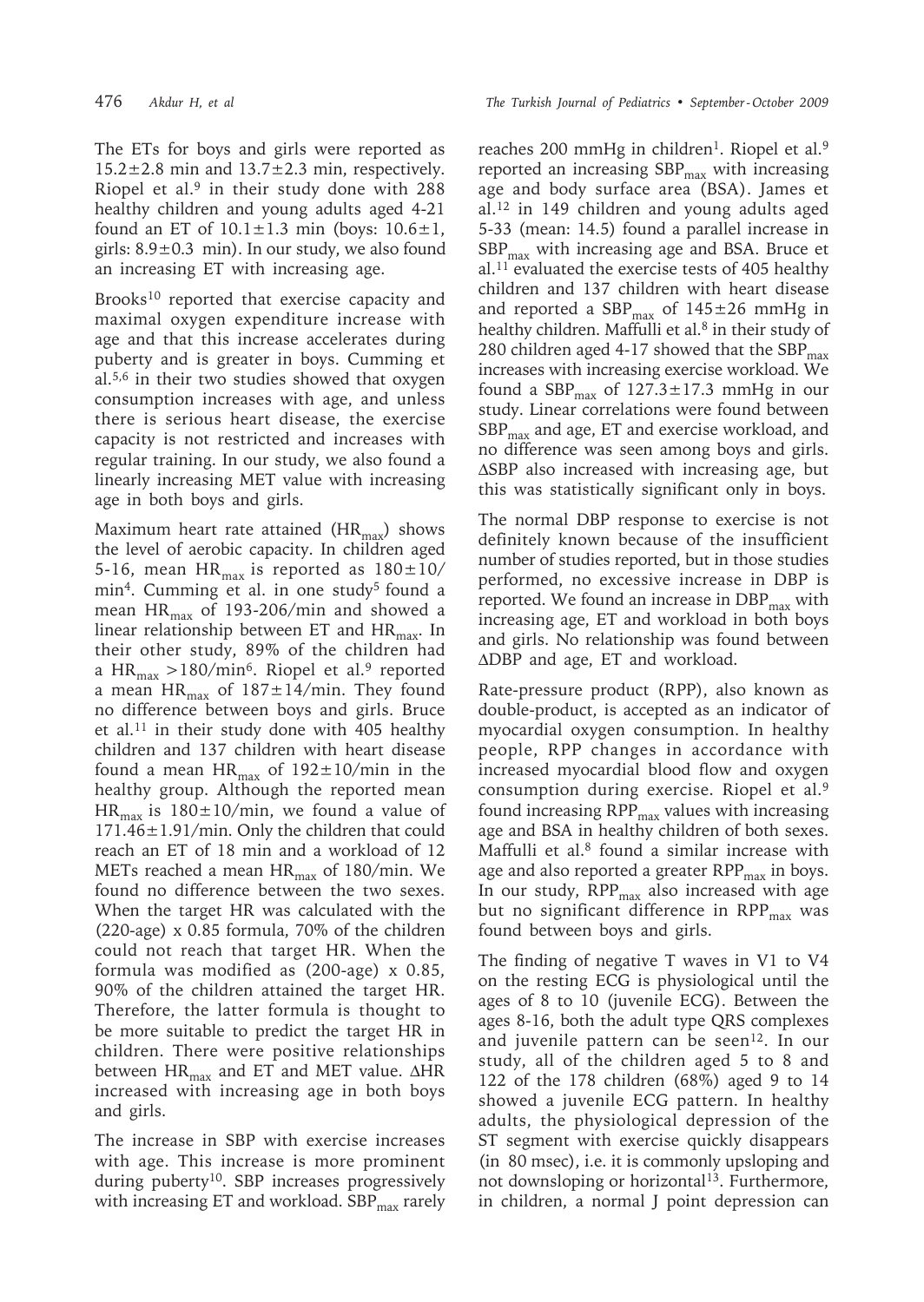The ETs for boys and girls were reported as 15.2±2.8 min and 13.7±2.3 min, respectively. Riopel et al.[9] in their study done with 288 healthy children and young adults aged 4-21 found an ET of 10.1±1.3 min (boys: 10.6±1, girls: 8.9±0.3 min). In our study, we also found an increasing ET with increasing age.

Brooks[10] reported that exercise capacity and maximal oxygen expenditure increase with age and that this increase accelerates during puberty and is greater in boys. Cumming et al.[5,6] in their two studies showed that oxygen consumption increases with age, and unless there is serious heart disease, the exercise capacity is not restricted and increases with regular training. In our study, we also found a linearly increasing MET value with increasing age in both boys and girls.

Maximum heart rate attained ($HR_{max}$) shows the level of aerobic capacity. In children aged 5-16, mean $HR_{max}$ is reported as 180±10/min[4]. Cumming et al. in one study[5] found a mean $HR_{max}$ of 193-206/min and showed a linear relationship between ET and $HR_{max}$. In their other study, 89% of the children had a $HR_{max}$ >180/min[6]. Riopel et al.[9] reported a mean $HR_{max}$ of 187±14/min. They found no difference between boys and girls. Bruce et al.[11] in their study done with 405 healthy children and 137 children with heart disease found a mean $HR_{max}$ of 192±10/min in the healthy group. Although the reported mean $HR_{max}$ is 180±10/min, we found a value of 171.46±1.91/min. Only the children that could reach an ET of 18 min and a workload of 12 METs reached a mean $HR_{max}$ of 180/min. We found no difference between the two sexes. When the target HR was calculated with the (220-age) x 0.85 formula, 70% of the children could not reach that target HR. When the formula was modified as (200-age) x 0.85, 90% of the children attained the target HR. Therefore, the latter formula is thought to be more suitable to predict the target HR in children. There were positive relationships between $HR_{max}$ and ET and MET value. ΔHR increased with increasing age in both boys and girls.

The increase in SBP with exercise increases with age. This increase is more prominent during puberty[10]. SBP increases progressively with increasing ET and workload. $SBP_{max}$ rarely reaches 200 mmHg in children[1]. Riopel et al.[9] reported an increasing $SBP_{max}$ with increasing age and body surface area (BSA). James et al.[12] in 149 children and young adults aged 5-33 (mean: 14.5) found a parallel increase in $SBP_{max}$ with increasing age and BSA. Bruce et al.[11] evaluated the exercise tests of 405 healthy children and 137 children with heart disease and reported a $SBP_{max}$ of 145±26 mmHg in healthy children. Maffulli et al.[8] in their study of 280 children aged 4-17 showed that the $SBP_{max}$ increases with increasing exercise workload. We found a $SBP_{max}$ of 127.3±17.3 mmHg in our study. Linear correlations were found between $SBP_{max}$ and age, ET and exercise workload, and no difference was seen among boys and girls. ΔSBP also increased with increasing age, but this was statistically significant only in boys.

The normal DBP response to exercise is not definitely known because of the insufficient number of studies reported, but in those studies performed, no excessive increase in DBP is reported. We found an increase in $DBP_{max}$ with increasing age, ET and workload in both boys and girls. No relationship was found between ΔDBP and age, ET and workload.

Rate-pressure product (RPP), also known as double-product, is accepted as an indicator of myocardial oxygen consumption. In healthy people, RPP changes in accordance with increased myocardial blood flow and oxygen consumption during exercise. Riopel et al.[9] found increasing $RPP_{max}$ values with increasing age and BSA in healthy children of both sexes. Maffulli et al.[8] found a similar increase with age and also reported a greater $RPP_{max}$ in boys. In our study, $RPP_{max}$ also increased with age but no significant difference in $RPP_{max}$ was found between boys and girls.

The finding of negative T waves in V1 to V4 on the resting ECG is physiological until the ages of 8 to 10 (juvenile ECG). Between the ages 8-16, both the adult type QRS complexes and juvenile pattern can be seen[12]. In our study, all of the children aged 5 to 8 and 122 of the 178 children (68%) aged 9 to 14 showed a juvenile ECG pattern. In healthy adults, the physiological depression of the ST segment with exercise quickly disappears (in 80 msec), i.e. it is commonly upsloping and not downsloping or horizontal[13]. Furthermore, in children, a normal J point depression can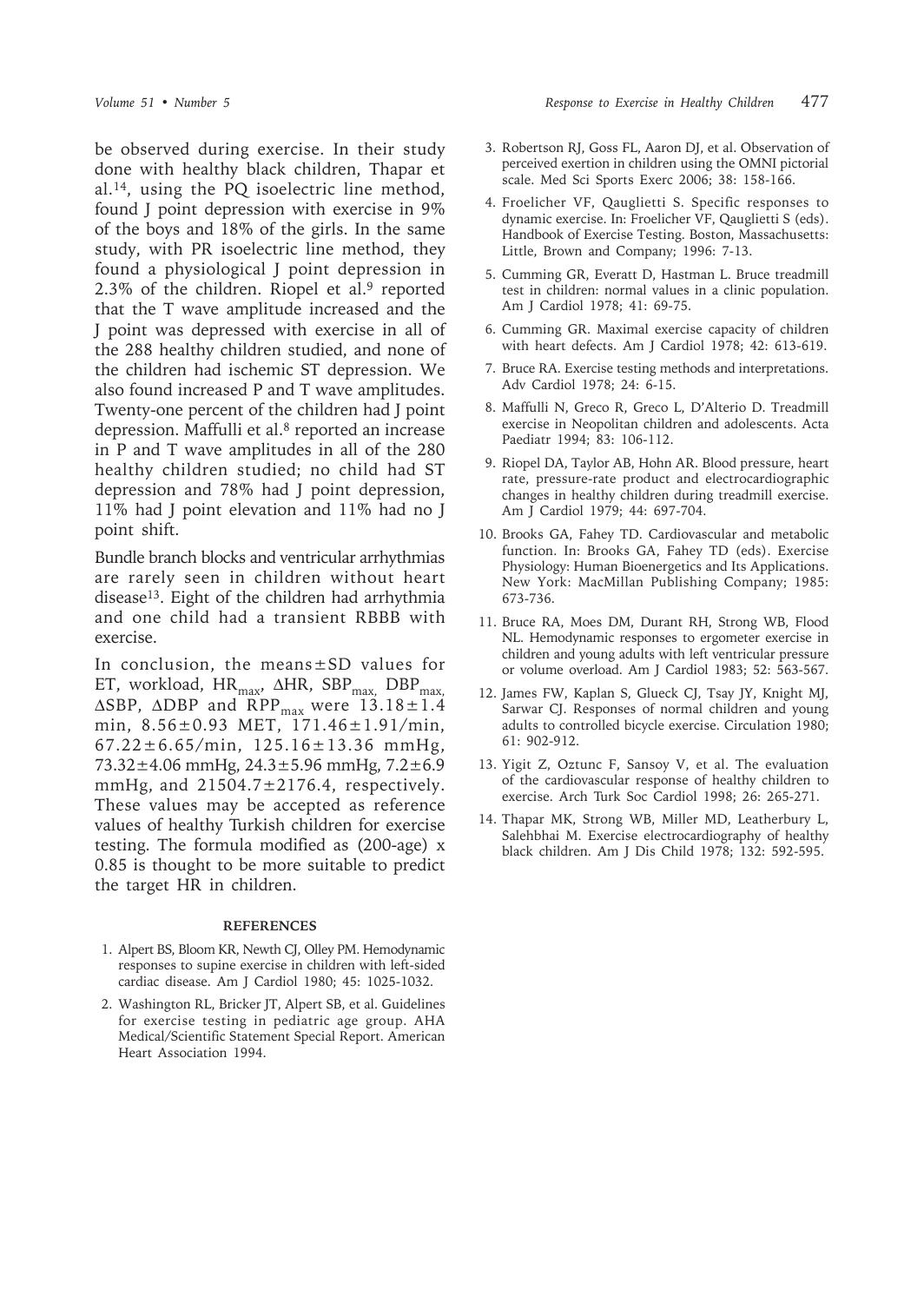be observed during exercise. In their study done with healthy black children, Thapar et al.[14], using the PQ isoelectric line method, found J point depression with exercise in 9% of the boys and 18% of the girls. In the same study, with PR isoelectric line method, they found a physiological J point depression in 2.3% of the children. Riopel et al.[9] reported that the T wave amplitude increased and the J point was depressed with exercise in all of the 288 healthy children studied, and none of the children had ischemic ST depression. We also found increased P and T wave amplitudes. Twenty-one percent of the children had J point depression. Maffulli et al.[8] reported an increase in P and T wave amplitudes in all of the 280 healthy children studied; no child had ST depression and 78% had J point depression, 11% had J point elevation and 11% had no J point shift.

Bundle branch blocks and ventricular arrhythmias are rarely seen in children without heart disease[13]. Eight of the children had arrhythmia and one child had a transient RBBB with exercise.

In conclusion, the means±SD values for ET, workload, $HR_{max}$, ΔHR, $SBP_{max}$, $DBP_{max}$, ΔSBP, ΔDBP and $RPP_{max}$ were 13.18±1.4 min, 8.56±0.93 MET, 171.46±1.91/min, 67.22±6.65/min, 125.16±13.36 mmHg, 73.32±4.06 mmHg, 24.3±5.96 mmHg, 7.2±6.9 mmHg, and 21504.7±2176.4, respectively. These values may be accepted as reference values of healthy Turkish children for exercise testing. The formula modified as (200-age) x 0.85 is thought to be more suitable to predict the target HR in children.

## REFERENCES

1. Alpert BS, Bloom KR, Newth CJ, Olley PM. Hemodynamic responses to supine exercise in children with left-sided cardiac disease. Am J Cardiol 1980; 45: 1025-1032.
2. Washington RL, Bricker JT, Alpert SB, et al. Guidelines for exercise testing in pediatric age group. AHA Medical/Scientific Statement Special Report. American Heart Association 1994.
3. Robertson RJ, Goss FL, Aaron DJ, et al. Observation of perceived exertion in children using the OMNI pictorial scale. Med Sci Sports Exerc 2006; 38: 158-166.
4. Froelicher VF, Qauglietti S. Specific responses to dynamic exercise. In: Froelicher VF, Qauglietti S (eds). Handbook of Exercise Testing. Boston, Massachusetts: Little, Brown and Company; 1996: 7-13.
5. Cumming GR, Everatt D, Hastman L. Bruce treadmill test in children: normal values in a clinic population. Am J Cardiol 1978; 41: 69-75.
6. Cumming GR. Maximal exercise capacity of children with heart defects. Am J Cardiol 1978; 42: 613-619.
7. Bruce RA. Exercise testing methods and interpretations. Adv Cardiol 1978; 24: 6-15.
8. Maffulli N, Greco R, Greco L, D'Alterio D. Treadmill exercise in Neopolitan children and adolescents. Acta Paediatr 1994; 83: 106-112.
9. Riopel DA, Taylor AB, Hohn AR. Blood pressure, heart rate, pressure-rate product and electrocardiographic changes in healthy children during treadmill exercise. Am J Cardiol 1979; 44: 697-704.
10. Brooks GA, Fahey TD. Cardiovascular and metabolic function. In: Brooks GA, Fahey TD (eds). Exercise Physiology: Human Bioenergetics and Its Applications. New York: MacMillan Publishing Company; 1985: 673-736.
11. Bruce RA, Moes DM, Durant RH, Strong WB, Flood NL. Hemodynamic responses to ergometer exercise in children and young adults with left ventricular pressure or volume overload. Am J Cardiol 1983; 52: 563-567.
12. James FW, Kaplan S, Glueck CJ, Tsay JY, Knight MJ, Sarwar CJ. Responses of normal children and young adults to controlled bicycle exercise. Circulation 1980; 61: 902-912.
13. Yigit Z, Oztunc F, Sansoy V, et al. The evaluation of the cardiovascular response of healthy children to exercise. Arch Turk Soc Cardiol 1998; 26: 265-271.
14. Thapar MK, Strong WB, Miller MD, Leatherbury L, Salehbhai M. Exercise electrocardiography of healthy black children. Am J Dis Child 1978; 132: 592-595.